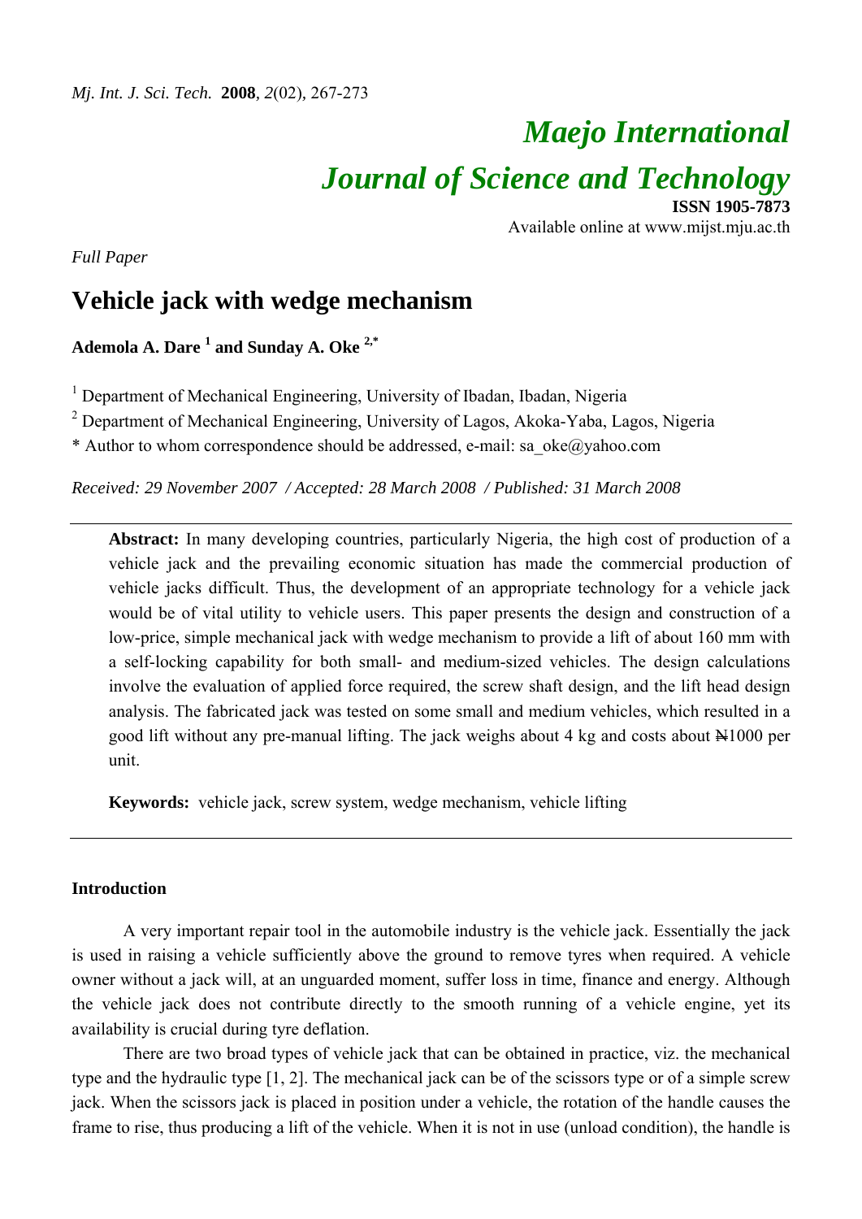# Maejo International Journal of Science and Technology

**ISSN 1905-7873**
Available online at www.mijst.mju.ac.th

*Full Paper*

## Vehicle jack with wedge mechanism

**Ademola A. Dare [1] and Sunday A. Oke [2,*]**

[1] Department of Mechanical Engineering, University of Ibadan, Ibadan, Nigeria

[2] Department of Mechanical Engineering, University of Lagos, Akoka-Yaba, Lagos, Nigeria

* Author to whom correspondence should be addressed, e-mail: sa_oke@yahoo.com

*Received: 29 November 2007 / Accepted: 28 March 2008 / Published: 31 March 2008*

---

**Abstract:** In many developing countries, particularly Nigeria, the high cost of production of a vehicle jack and the prevailing economic situation has made the commercial production of vehicle jacks difficult. Thus, the development of an appropriate technology for a vehicle jack would be of vital utility to vehicle users. This paper presents the design and construction of a low-price, simple mechanical jack with wedge mechanism to provide a lift of about 160 mm with a self-locking capability for both small- and medium-sized vehicles. The design calculations involve the evaluation of applied force required, the screw shaft design, and the lift head design analysis. The fabricated jack was tested on some small and medium vehicles, which resulted in a good lift without any pre-manual lifting. The jack weighs about 4 kg and costs about ₦1000 per unit.

**Keywords:** vehicle jack, screw system, wedge mechanism, vehicle lifting

---

### Introduction

A very important repair tool in the automobile industry is the vehicle jack. Essentially the jack is used in raising a vehicle sufficiently above the ground to remove tyres when required. A vehicle owner without a jack will, at an unguarded moment, suffer loss in time, finance and energy. Although the vehicle jack does not contribute directly to the smooth running of a vehicle engine, yet its availability is crucial during tyre deflation.

There are two broad types of vehicle jack that can be obtained in practice, viz. the mechanical type and the hydraulic type [1, 2]. The mechanical jack can be of the scissors type or of a simple screw jack. When the scissors jack is placed in position under a vehicle, the rotation of the handle causes the frame to rise, thus producing a lift of the vehicle. When it is not in use (unload condition), the handle is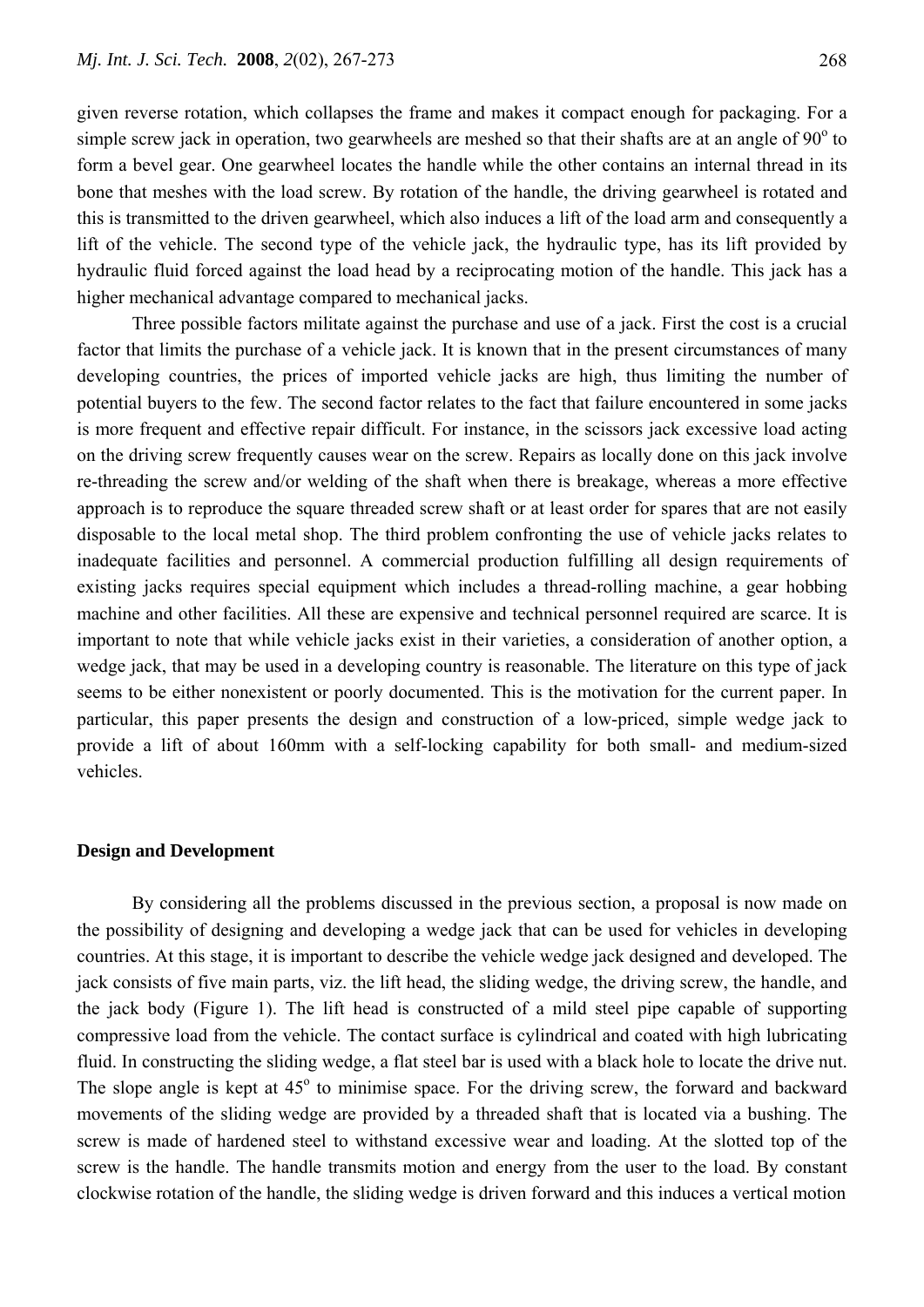given reverse rotation, which collapses the frame and makes it compact enough for packaging. For a simple screw jack in operation, two gearwheels are meshed so that their shafts are at an angle of $90^o$ to form a bevel gear. One gearwheel locates the handle while the other contains an internal thread in its bone that meshes with the load screw. By rotation of the handle, the driving gearwheel is rotated and this is transmitted to the driven gearwheel, which also induces a lift of the load arm and consequently a lift of the vehicle. The second type of the vehicle jack, the hydraulic type, has its lift provided by hydraulic fluid forced against the load head by a reciprocating motion of the handle. This jack has a higher mechanical advantage compared to mechanical jacks.

Three possible factors militate against the purchase and use of a jack. First the cost is a crucial factor that limits the purchase of a vehicle jack. It is known that in the present circumstances of many developing countries, the prices of imported vehicle jacks are high, thus limiting the number of potential buyers to the few. The second factor relates to the fact that failure encountered in some jacks is more frequent and effective repair difficult. For instance, in the scissors jack excessive load acting on the driving screw frequently causes wear on the screw. Repairs as locally done on this jack involve re-threading the screw and/or welding of the shaft when there is breakage, whereas a more effective approach is to reproduce the square threaded screw shaft or at least order for spares that are not easily disposable to the local metal shop. The third problem confronting the use of vehicle jacks relates to inadequate facilities and personnel. A commercial production fulfilling all design requirements of existing jacks requires special equipment which includes a thread-rolling machine, a gear hobbing machine and other facilities. All these are expensive and technical personnel required are scarce. It is important to note that while vehicle jacks exist in their varieties, a consideration of another option, a wedge jack, that may be used in a developing country is reasonable. The literature on this type of jack seems to be either nonexistent or poorly documented. This is the motivation for the current paper. In particular, this paper presents the design and construction of a low-priced, simple wedge jack to provide a lift of about 160mm with a self-locking capability for both small- and medium-sized vehicles.

## Design and Development

By considering all the problems discussed in the previous section, a proposal is now made on the possibility of designing and developing a wedge jack that can be used for vehicles in developing countries. At this stage, it is important to describe the vehicle wedge jack designed and developed. The jack consists of five main parts, viz. the lift head, the sliding wedge, the driving screw, the handle, and the jack body (Figure 1). The lift head is constructed of a mild steel pipe capable of supporting compressive load from the vehicle. The contact surface is cylindrical and coated with high lubricating fluid. In constructing the sliding wedge, a flat steel bar is used with a black hole to locate the drive nut. The slope angle is kept at $45^o$ to minimise space. For the driving screw, the forward and backward movements of the sliding wedge are provided by a threaded shaft that is located via a bushing. The screw is made of hardened steel to withstand excessive wear and loading. At the slotted top of the screw is the handle. The handle transmits motion and energy from the user to the load. By constant clockwise rotation of the handle, the sliding wedge is driven forward and this induces a vertical motion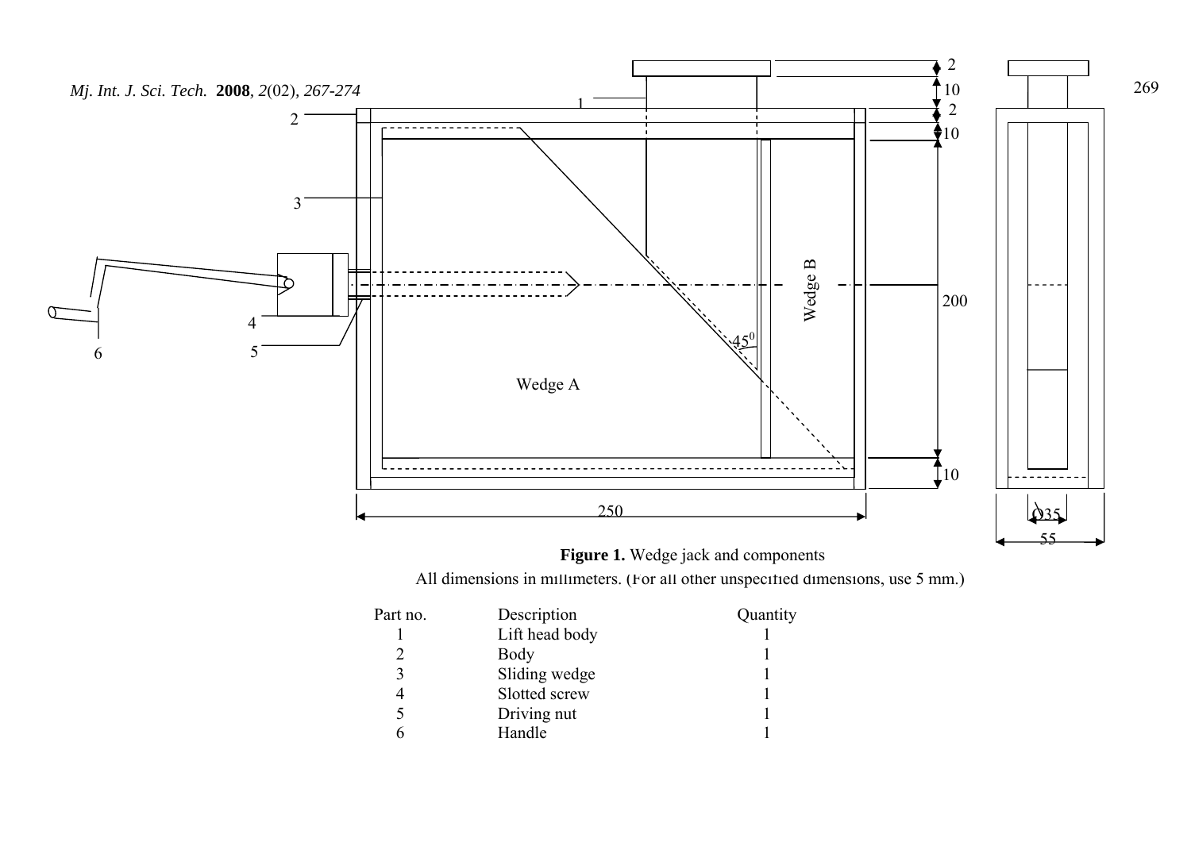**Figure 1.** Wedge jack and components

All dimensions in millimeters. (For all other unspecified dimensions, use 5 mm.)

| Part no. | Description | Quantity |
|---|---|---|
| 1 | Lift head body | 1 |
| 2 | Body | 1 |
| 3 | Sliding wedge | 1 |
| 4 | Slotted screw | 1 |
| 5 | Driving nut | 1 |
| 6 | Handle | 1 |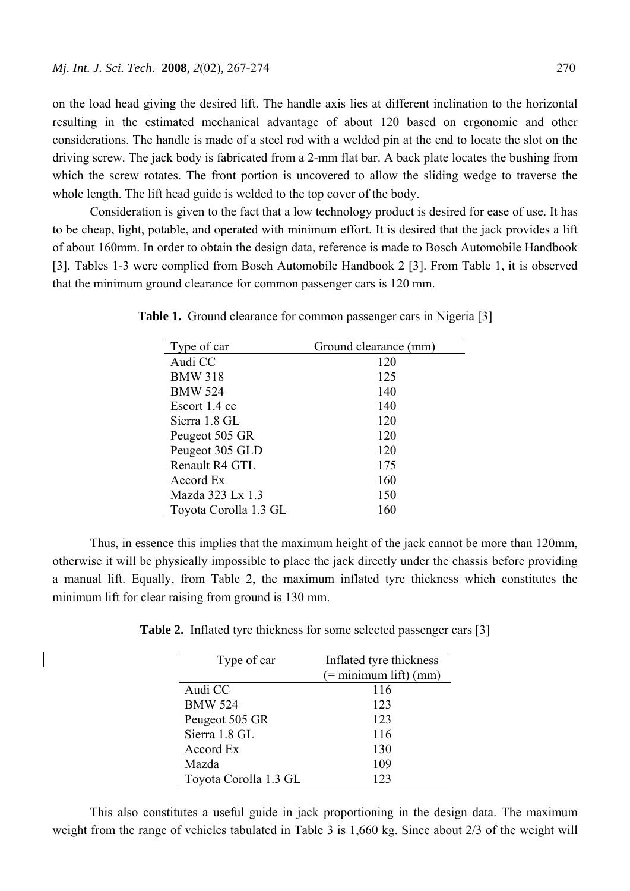on the load head giving the desired lift. The handle axis lies at different inclination to the horizontal resulting in the estimated mechanical advantage of about 120 based on ergonomic and other considerations. The handle is made of a steel rod with a welded pin at the end to locate the slot on the driving screw. The jack body is fabricated from a 2-mm flat bar. A back plate locates the bushing from which the screw rotates. The front portion is uncovered to allow the sliding wedge to traverse the whole length. The lift head guide is welded to the top cover of the body.

Consideration is given to the fact that a low technology product is desired for ease of use. It has to be cheap, light, potable, and operated with minimum effort. It is desired that the jack provides a lift of about 160mm. In order to obtain the design data, reference is made to Bosch Automobile Handbook [3]. Tables 1-3 were complied from Bosch Automobile Handbook 2 [3]. From Table 1, it is observed that the minimum ground clearance for common passenger cars is 120 mm.

**Table 1.** Ground clearance for common passenger cars in Nigeria [3]

| Type of car | Ground clearance (mm) |
|---|---|
| Audi CC | 120 |
| BMW 318 | 125 |
| BMW 524 | 140 |
| Escort 1.4 cc | 140 |
| Sierra 1.8 GL | 120 |
| Peugeot 505 GR | 120 |
| Peugeot 305 GLD | 120 |
| Renault R4 GTL | 175 |
| Accord Ex | 160 |
| Mazda 323 Lx 1.3 | 150 |
| Toyota Corolla 1.3 GL | 160 |

Thus, in essence this implies that the maximum height of the jack cannot be more than 120mm, otherwise it will be physically impossible to place the jack directly under the chassis before providing a manual lift. Equally, from Table 2, the maximum inflated tyre thickness which constitutes the minimum lift for clear raising from ground is 130 mm.

**Table 2.** Inflated tyre thickness for some selected passenger cars [3]

| Type of car | Inflated tyre thickness (= minimum lift) (mm) |
|---|---|
| Audi CC | 116 |
| BMW 524 | 123 |
| Peugeot 505 GR | 123 |
| Sierra 1.8 GL | 116 |
| Accord Ex | 130 |
| Mazda | 109 |
| Toyota Corolla 1.3 GL | 123 |

This also constitutes a useful guide in jack proportioning in the design data. The maximum weight from the range of vehicles tabulated in Table 3 is 1,660 kg. Since about 2/3 of the weight will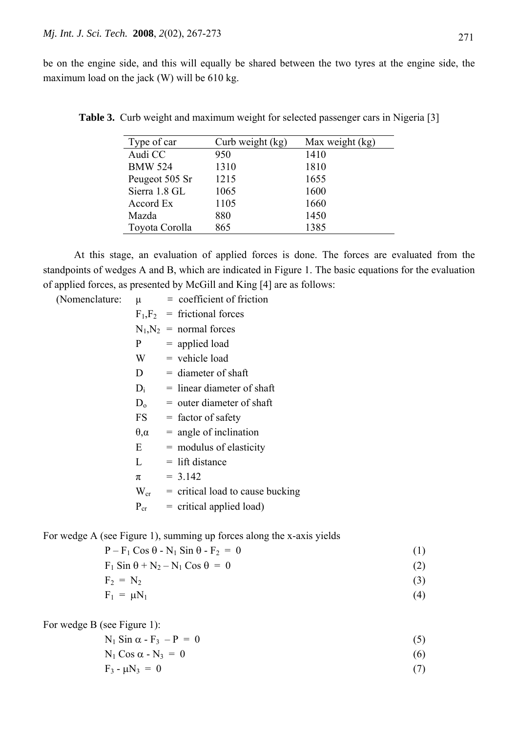be on the engine side, and this will equally be shared between the two tyres at the engine side, the maximum load on the jack (W) will be 610 kg.

**Table 3.** Curb weight and maximum weight for selected passenger cars in Nigeria [3]

| Type of car | Curb weight (kg) | Max weight (kg) |
|---|---|---|
| Audi CC | 950 | 1410 |
| BMW 524 | 1310 | 1810 |
| Peugeot 505 Sr | 1215 | 1655 |
| Sierra 1.8 GL | 1065 | 1600 |
| Accord Ex | 1105 | 1660 |
| Mazda | 880 | 1450 |
| Toyota Corolla | 865 | 1385 |

At this stage, an evaluation of applied forces is done. The forces are evaluated from the standpoints of wedges A and B, which are indicated in Figure 1. The basic equations for the evaluation of applied forces, as presented by McGill and King [4] are as follows:

(Nomenclature:
- $\mu$ = coefficient of friction
- $F_1, F_2$ = frictional forces
- $N_1, N_2$ = normal forces
- $P$ = applied load
- $W$ = vehicle load
- $D$ = diameter of shaft
- $D_i$ = linear diameter of shaft
- $D_o$ = outer diameter of shaft
- $FS$ = factor of safety
- $\theta, \alpha$ = angle of inclination
- $E$ = modulus of elasticity
- $L$ = lift distance
- $\pi$ = 3.142
- $W_{cr}$ = critical load to cause bucking
- $P_{cr}$ = critical applied load)

For wedge A (see Figure 1), summing up forces along the x-axis yields

$$P - F_1 \cos\theta - N_1 \sin\theta - F_2 = 0 \quad (1)$$

$$F_1 \sin\theta + N_2 - N_1 \cos\theta = 0 \quad (2)$$

$$F_2 = N_2 \quad (3)$$

$$F_1 = \mu N_1 \quad (4)$$

For wedge B (see Figure 1):

$$N_1 \sin\alpha - F_3 - P = 0 \quad (5)$$

$$N_1 \cos\alpha - N_3 = 0 \quad (6)$$

$$F_3 - \mu N_3 = 0 \quad (7)$$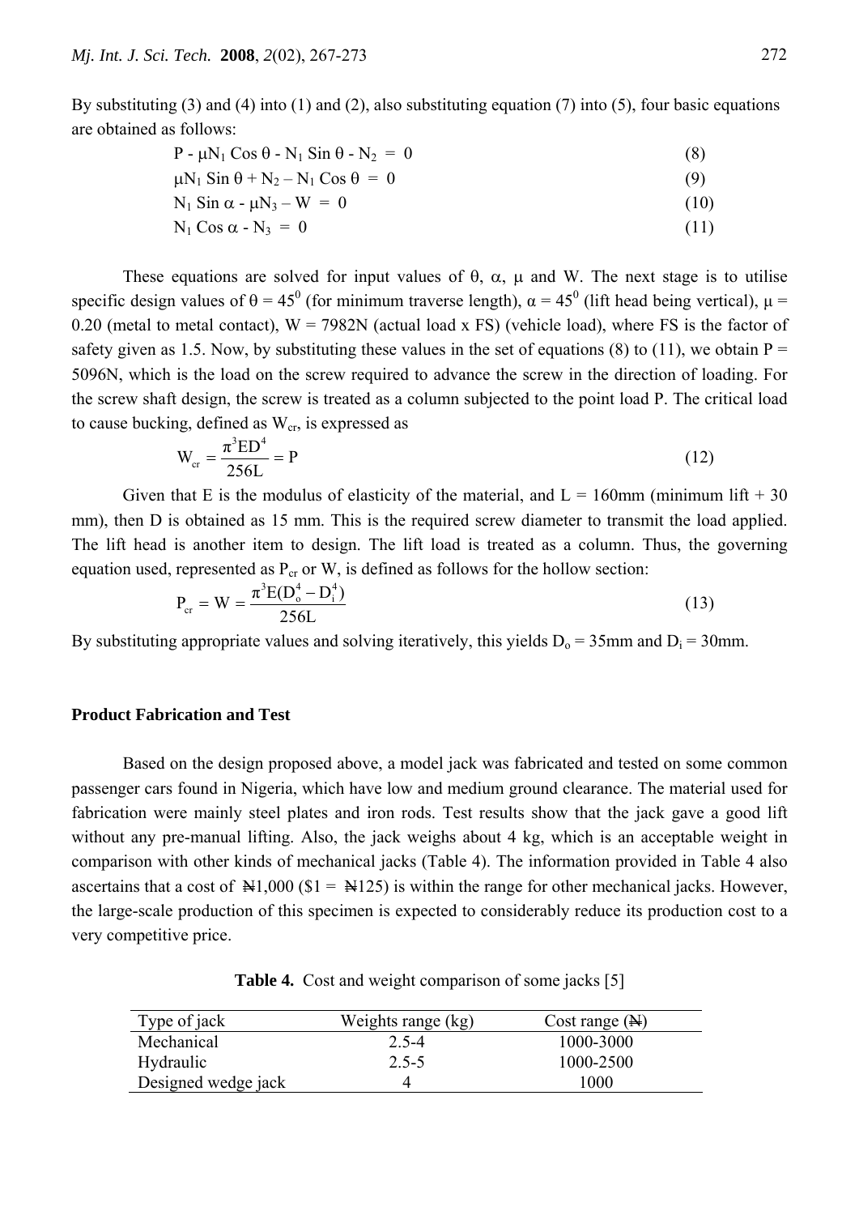By substituting (3) and (4) into (1) and (2), also substituting equation (7) into (5), four basic equations are obtained as follows:

$$P - \mu N_1 \cos\theta - N_1 \sin\theta - N_2 = 0 \quad (8)$$

$$\mu N_1 \sin\theta + N_2 - N_1 \cos\theta = 0 \quad (9)$$

$$N_1 \sin\alpha - \mu N_3 - W = 0 \quad (10)$$

$$N_1 \cos\alpha - N_3 = 0 \quad (11)$$

These equations are solved for input values of $\theta$, $\alpha$, $\mu$ and W. The next stage is to utilise specific design values of $\theta = 45^0$ (for minimum traverse length), $\alpha = 45^0$ (lift head being vertical), $\mu = 0.20$ (metal to metal contact), W = 7982N (actual load x FS) (vehicle load), where FS is the factor of safety given as 1.5. Now, by substituting these values in the set of equations (8) to (11), we obtain P = 5096N, which is the load on the screw required to advance the screw in the direction of loading. For the screw shaft design, the screw is treated as a column subjected to the point load P. The critical load to cause bucking, defined as $W_{cr}$, is expressed as

$$W_{cr} = \frac{\pi^3 E D^4}{256L} = P \quad (12)$$

Given that E is the modulus of elasticity of the material, and L = 160mm (minimum lift + 30 mm), then D is obtained as 15 mm. This is the required screw diameter to transmit the load applied. The lift head is another item to design. The lift load is treated as a column. Thus, the governing equation used, represented as $P_{cr}$ or W, is defined as follows for the hollow section:

$$P_{cr} = W = \frac{\pi^3 E (D_o^4 - D_i^4)}{256L} \quad (13)$$

By substituting appropriate values and solving iteratively, this yields $D_o$ = 35mm and $D_i$ = 30mm.

## Product Fabrication and Test

Based on the design proposed above, a model jack was fabricated and tested on some common passenger cars found in Nigeria, which have low and medium ground clearance. The material used for fabrication were mainly steel plates and iron rods. Test results show that the jack gave a good lift without any pre-manual lifting. Also, the jack weighs about 4 kg, which is an acceptable weight in comparison with other kinds of mechanical jacks (Table 4). The information provided in Table 4 also ascertains that a cost of ₦1,000 ($1 = ₦125) is within the range for other mechanical jacks. However, the large-scale production of this specimen is expected to considerably reduce its production cost to a very competitive price.

**Table 4.** Cost and weight comparison of some jacks [5]

| Type of jack | Weights range (kg) | Cost range (₦) |
|---|---|---|
| Mechanical | 2.5-4 | 1000-3000 |
| Hydraulic | 2.5-5 | 1000-2500 |
| Designed wedge jack | 4 | 1000 |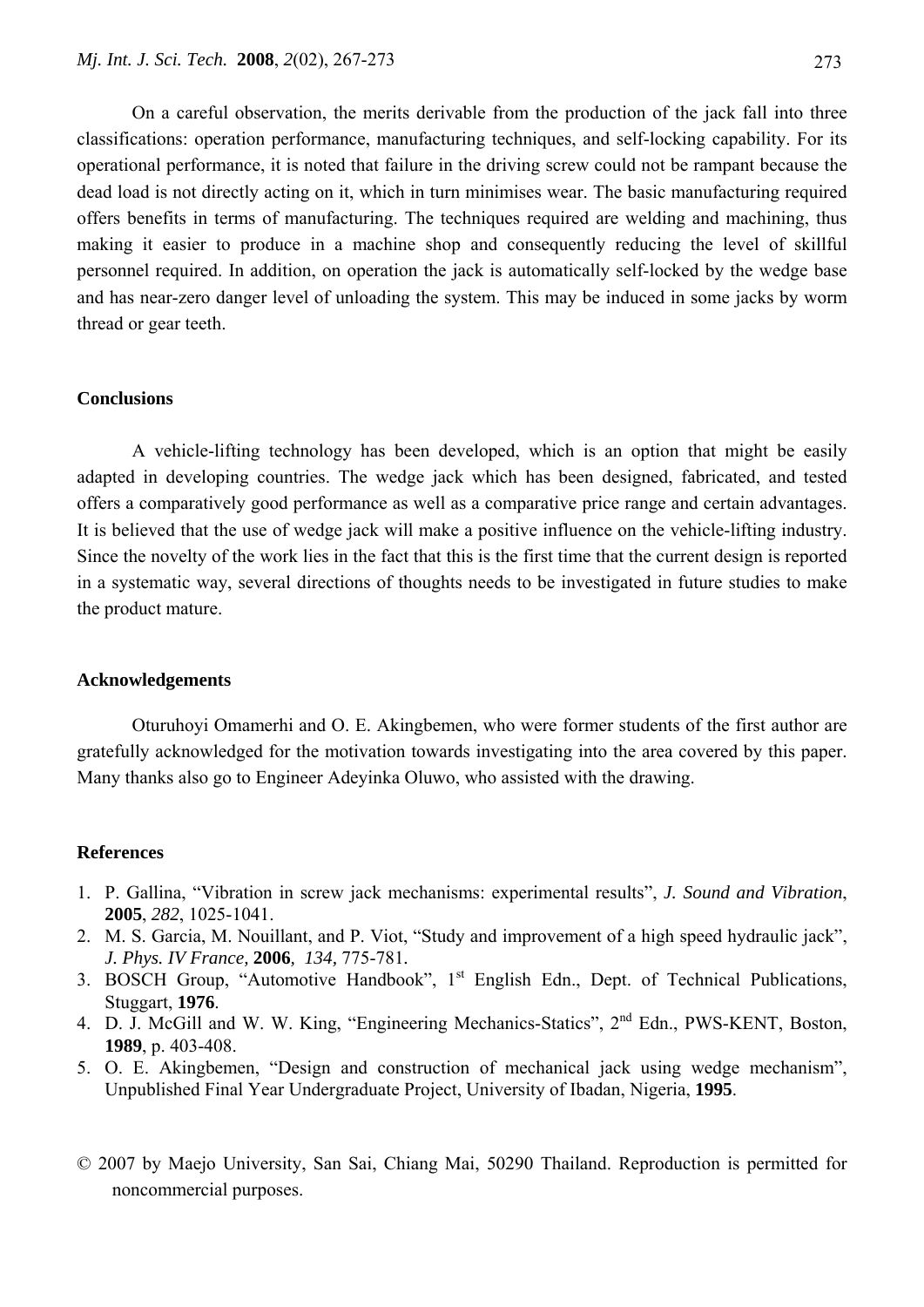On a careful observation, the merits derivable from the production of the jack fall into three classifications: operation performance, manufacturing techniques, and self-locking capability. For its operational performance, it is noted that failure in the driving screw could not be rampant because the dead load is not directly acting on it, which in turn minimises wear. The basic manufacturing required offers benefits in terms of manufacturing. The techniques required are welding and machining, thus making it easier to produce in a machine shop and consequently reducing the level of skillful personnel required. In addition, on operation the jack is automatically self-locked by the wedge base and has near-zero danger level of unloading the system. This may be induced in some jacks by worm thread or gear teeth.

## Conclusions

A vehicle-lifting technology has been developed, which is an option that might be easily adapted in developing countries. The wedge jack which has been designed, fabricated, and tested offers a comparatively good performance as well as a comparative price range and certain advantages. It is believed that the use of wedge jack will make a positive influence on the vehicle-lifting industry. Since the novelty of the work lies in the fact that this is the first time that the current design is reported in a systematic way, several directions of thoughts needs to be investigated in future studies to make the product mature.

## Acknowledgements

Oturuhoyi Omamerhi and O. E. Akingbemen, who were former students of the first author are gratefully acknowledged for the motivation towards investigating into the area covered by this paper. Many thanks also go to Engineer Adeyinka Oluwo, who assisted with the drawing.

## References

1. P. Gallina, "Vibration in screw jack mechanisms: experimental results", *J. Sound and Vibration*, **2005**, *282*, 1025-1041.
2. M. S. Garcia, M. Nouillant, and P. Viot, "Study and improvement of a high speed hydraulic jack", *J. Phys. IV France*, **2006**, *134,* 775-781.
3. BOSCH Group, "Automotive Handbook", 1st English Edn., Dept. of Technical Publications, Stuggart, **1976**.
4. D. J. McGill and W. W. King, "Engineering Mechanics-Statics", 2nd Edn., PWS-KENT, Boston, **1989**, p. 403-408.
5. O. E. Akingbemen, "Design and construction of mechanical jack using wedge mechanism", Unpublished Final Year Undergraduate Project, University of Ibadan, Nigeria, **1995**.

© 2007 by Maejo University, San Sai, Chiang Mai, 50290 Thailand. Reproduction is permitted for noncommercial purposes.